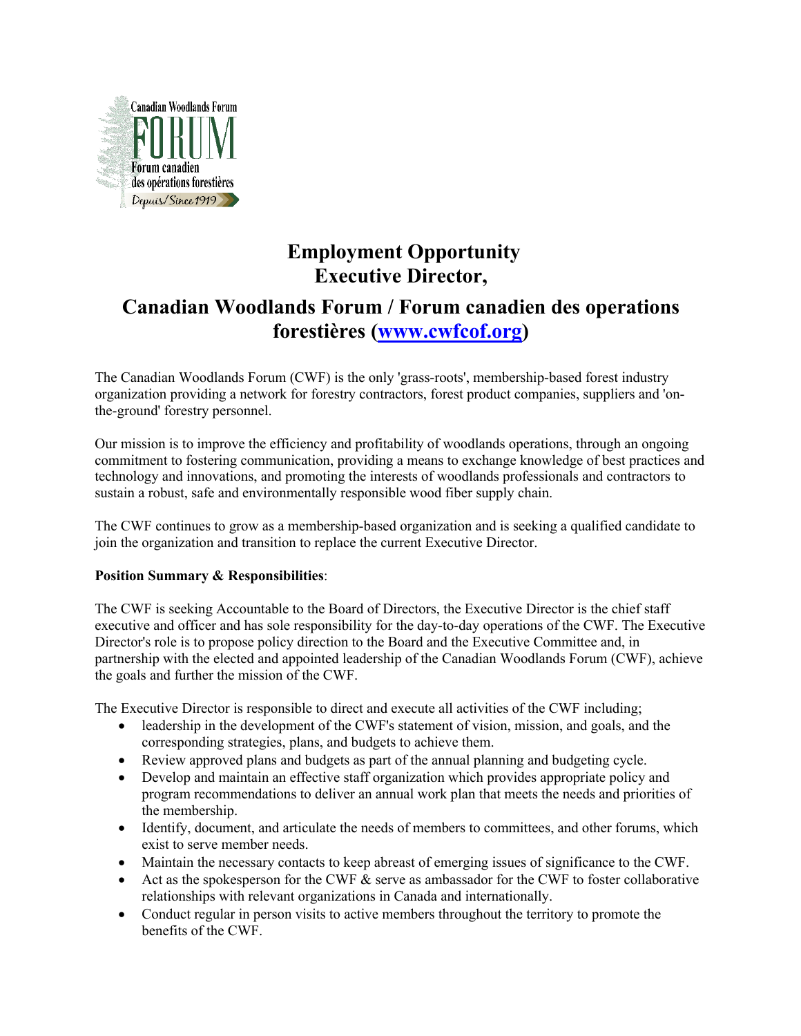Canadian Woodlands Forum

FORUM

Forum canadien des opérations forestières

Depuis/Since 1919

# Employment Opportunity
# Executive Director,

## Canadian Woodlands Forum / Forum canadien des operations forestières ([www.cwfcof.org](www.cwfcof.org))

The Canadian Woodlands Forum (CWF) is the only 'grass-roots', membership-based forest industry organization providing a network for forestry contractors, forest product companies, suppliers and 'on-the-ground' forestry personnel.

Our mission is to improve the efficiency and profitability of woodlands operations, through an ongoing commitment to fostering communication, providing a means to exchange knowledge of best practices and technology and innovations, and promoting the interests of woodlands professionals and contractors to sustain a robust, safe and environmentally responsible wood fiber supply chain.

The CWF continues to grow as a membership-based organization and is seeking a qualified candidate to join the organization and transition to replace the current Executive Director.

**Position Summary & Responsibilities**:

The CWF is seeking Accountable to the Board of Directors, the Executive Director is the chief staff executive and officer and has sole responsibility for the day-to-day operations of the CWF. The Executive Director's role is to propose policy direction to the Board and the Executive Committee and, in partnership with the elected and appointed leadership of the Canadian Woodlands Forum (CWF), achieve the goals and further the mission of the CWF.

The Executive Director is responsible to direct and execute all activities of the CWF including;

- leadership in the development of the CWF's statement of vision, mission, and goals, and the corresponding strategies, plans, and budgets to achieve them.
- Review approved plans and budgets as part of the annual planning and budgeting cycle.
- Develop and maintain an effective staff organization which provides appropriate policy and program recommendations to deliver an annual work plan that meets the needs and priorities of the membership.
- Identify, document, and articulate the needs of members to committees, and other forums, which exist to serve member needs.
- Maintain the necessary contacts to keep abreast of emerging issues of significance to the CWF.
- Act as the spokesperson for the CWF & serve as ambassador for the CWF to foster collaborative relationships with relevant organizations in Canada and internationally.
- Conduct regular in person visits to active members throughout the territory to promote the benefits of the CWF.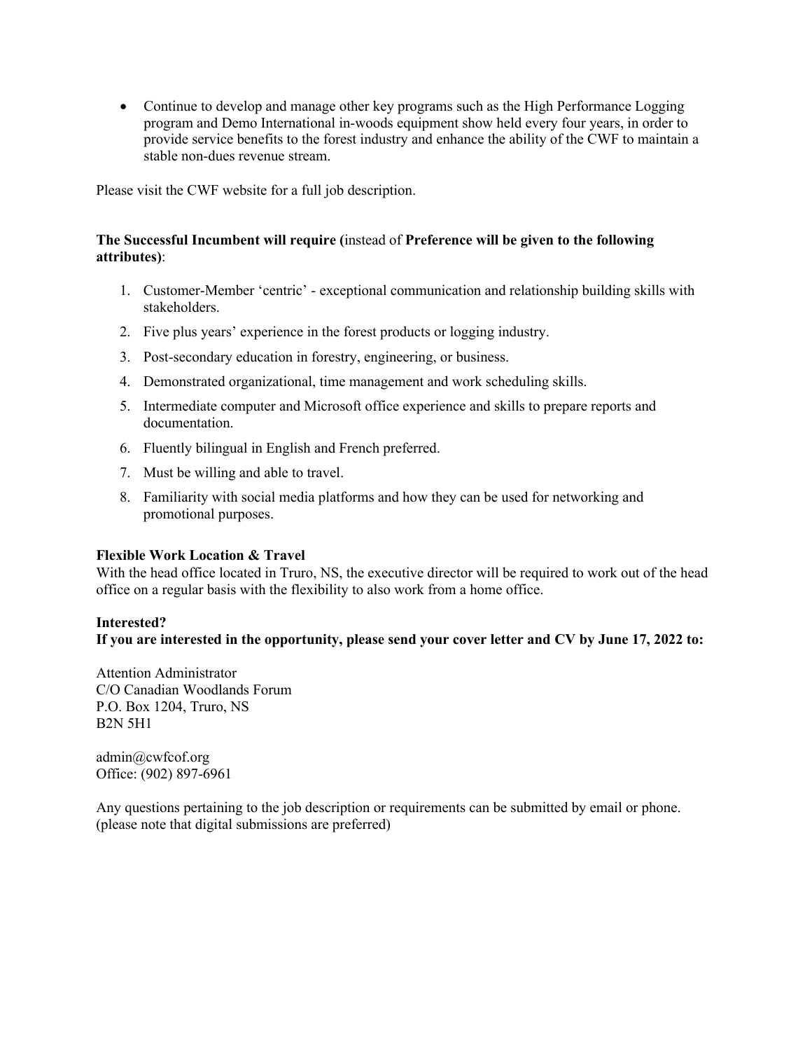- Continue to develop and manage other key programs such as the High Performance Logging program and Demo International in-woods equipment show held every four years, in order to provide service benefits to the forest industry and enhance the ability of the CWF to maintain a stable non-dues revenue stream.

Please visit the CWF website for a full job description.

**The Successful Incumbent will require (**instead of **Preference will be given to the following attributes)**:

1. Customer-Member 'centric' - exceptional communication and relationship building skills with stakeholders.
2. Five plus years' experience in the forest products or logging industry.
3. Post-secondary education in forestry, engineering, or business.
4. Demonstrated organizational, time management and work scheduling skills.
5. Intermediate computer and Microsoft office experience and skills to prepare reports and documentation.
6. Fluently bilingual in English and French preferred.
7. Must be willing and able to travel.
8. Familiarity with social media platforms and how they can be used for networking and promotional purposes.

**Flexible Work Location & Travel**

With the head office located in Truro, NS, the executive director will be required to work out of the head office on a regular basis with the flexibility to also work from a home office.

**Interested?**

**If you are interested in the opportunity, please send your cover letter and CV by June 17, 2022 to:**

Attention Administrator
C/O Canadian Woodlands Forum
P.O. Box 1204, Truro, NS
B2N 5H1

admin@cwfcof.org
Office: (902) 897-6961

Any questions pertaining to the job description or requirements can be submitted by email or phone. (please note that digital submissions are preferred)